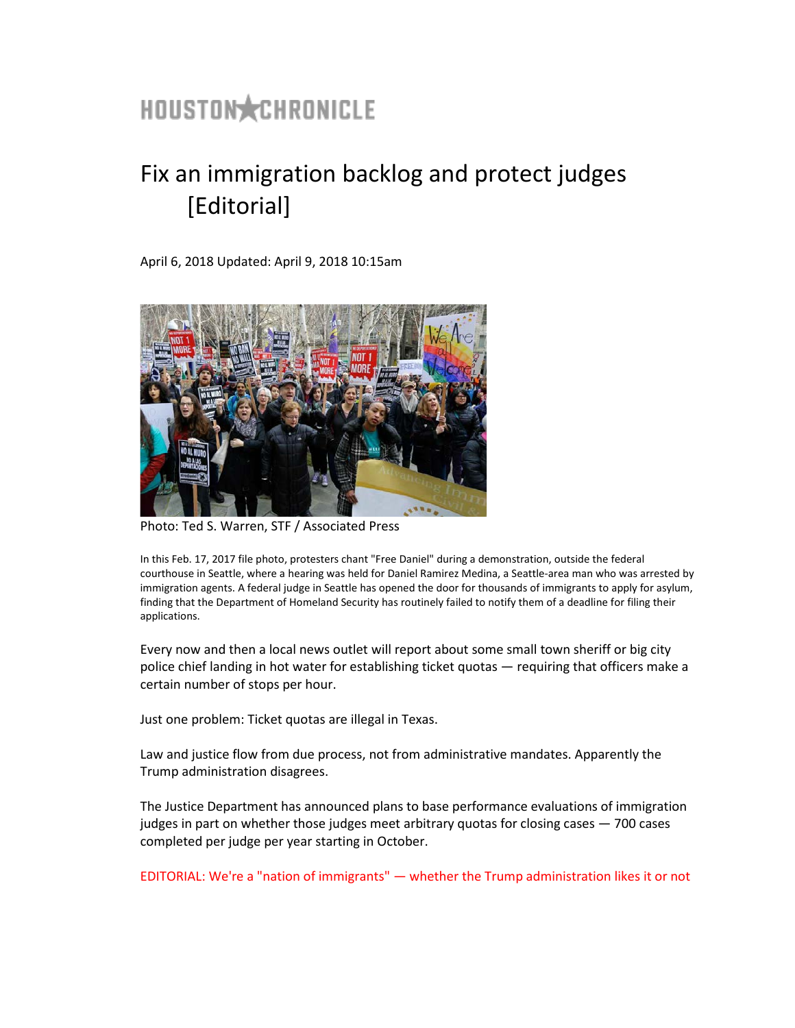HOUSTON★CHRONICLE

# Fix an immigration backlog and protect judges [Editorial]

April 6, 2018 Updated: April 9, 2018 10:15am

Photo: Ted S. Warren, STF / Associated Press

In this Feb. 17, 2017 file photo, protesters chant "Free Daniel" during a demonstration, outside the federal courthouse in Seattle, where a hearing was held for Daniel Ramirez Medina, a Seattle-area man who was arrested by immigration agents. A federal judge in Seattle has opened the door for thousands of immigrants to apply for asylum, finding that the Department of Homeland Security has routinely failed to notify them of a deadline for filing their applications.

Every now and then a local news outlet will report about some small town sheriff or big city police chief landing in hot water for establishing ticket quotas — requiring that officers make a certain number of stops per hour.

Just one problem: Ticket quotas are illegal in Texas.

Law and justice flow from due process, not from administrative mandates. Apparently the Trump administration disagrees.

The Justice Department has announced plans to base performance evaluations of immigration judges in part on whether those judges meet arbitrary quotas for closing cases — 700 cases completed per judge per year starting in October.

EDITORIAL: We're a "nation of immigrants" — whether the Trump administration likes it or not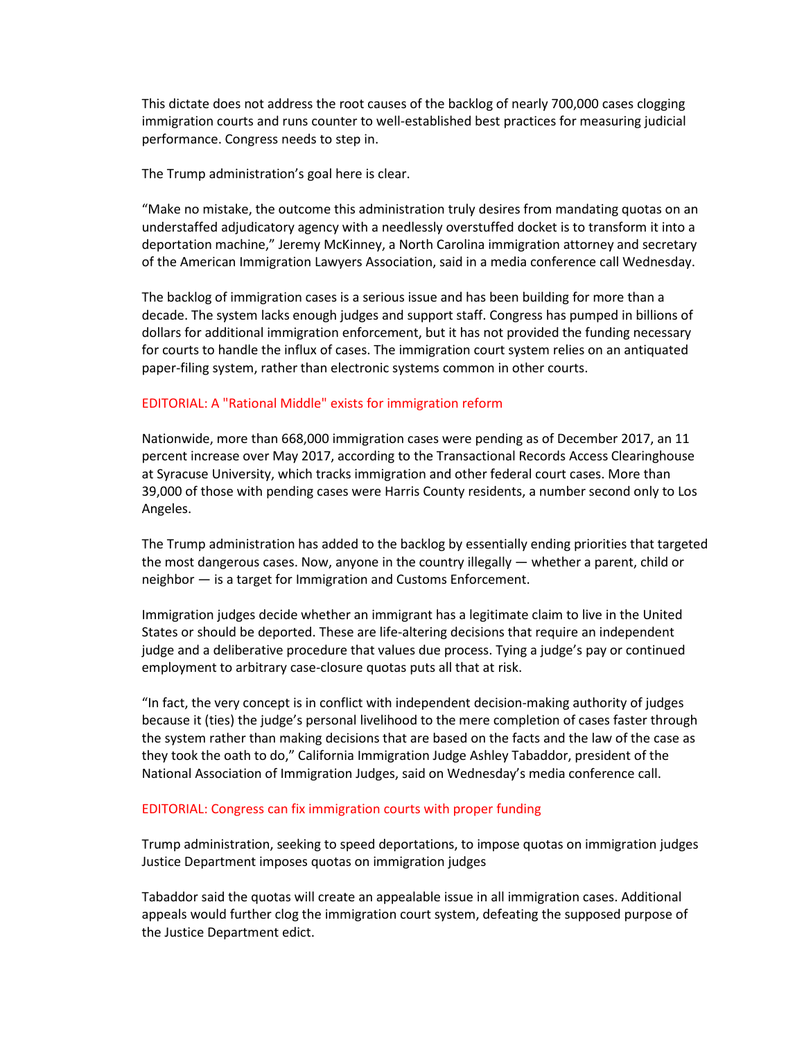This dictate does not address the root causes of the backlog of nearly 700,000 cases clogging immigration courts and runs counter to well-established best practices for measuring judicial performance. Congress needs to step in.

The Trump administration's goal here is clear.

"Make no mistake, the outcome this administration truly desires from mandating quotas on an understaffed adjudicatory agency with a needlessly overstuffed docket is to transform it into a deportation machine," Jeremy McKinney, a North Carolina immigration attorney and secretary of the American Immigration Lawyers Association, said in a media conference call Wednesday.

The backlog of immigration cases is a serious issue and has been building for more than a decade. The system lacks enough judges and support staff. Congress has pumped in billions of dollars for additional immigration enforcement, but it has not provided the funding necessary for courts to handle the influx of cases. The immigration court system relies on an antiquated paper-filing system, rather than electronic systems common in other courts.

EDITORIAL: A "Rational Middle" exists for immigration reform

Nationwide, more than 668,000 immigration cases were pending as of December 2017, an 11 percent increase over May 2017, according to the Transactional Records Access Clearinghouse at Syracuse University, which tracks immigration and other federal court cases. More than 39,000 of those with pending cases were Harris County residents, a number second only to Los Angeles.

The Trump administration has added to the backlog by essentially ending priorities that targeted the most dangerous cases. Now, anyone in the country illegally — whether a parent, child or neighbor — is a target for Immigration and Customs Enforcement.

Immigration judges decide whether an immigrant has a legitimate claim to live in the United States or should be deported. These are life-altering decisions that require an independent judge and a deliberative procedure that values due process. Tying a judge's pay or continued employment to arbitrary case-closure quotas puts all that at risk.

"In fact, the very concept is in conflict with independent decision-making authority of judges because it (ties) the judge's personal livelihood to the mere completion of cases faster through the system rather than making decisions that are based on the facts and the law of the case as they took the oath to do," California Immigration Judge Ashley Tabaddor, president of the National Association of Immigration Judges, said on Wednesday's media conference call.

EDITORIAL: Congress can fix immigration courts with proper funding

Trump administration, seeking to speed deportations, to impose quotas on immigration judges
Justice Department imposes quotas on immigration judges

Tabaddor said the quotas will create an appealable issue in all immigration cases. Additional appeals would further clog the immigration court system, defeating the supposed purpose of the Justice Department edict.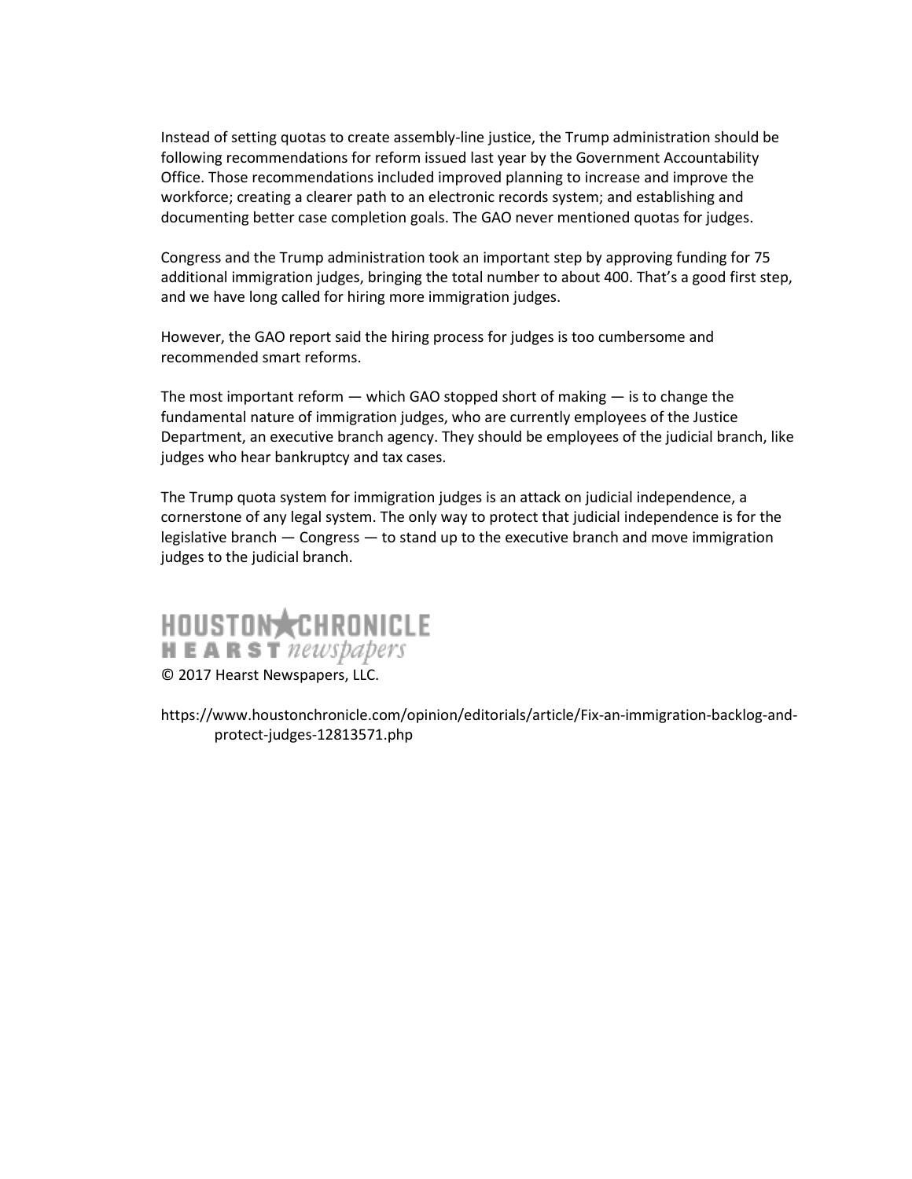Instead of setting quotas to create assembly-line justice, the Trump administration should be following recommendations for reform issued last year by the Government Accountability Office. Those recommendations included improved planning to increase and improve the workforce; creating a clearer path to an electronic records system; and establishing and documenting better case completion goals. The GAO never mentioned quotas for judges.

Congress and the Trump administration took an important step by approving funding for 75 additional immigration judges, bringing the total number to about 400. That's a good first step, and we have long called for hiring more immigration judges.

However, the GAO report said the hiring process for judges is too cumbersome and recommended smart reforms.

The most important reform — which GAO stopped short of making — is to change the fundamental nature of immigration judges, who are currently employees of the Justice Department, an executive branch agency. They should be employees of the judicial branch, like judges who hear bankruptcy and tax cases.

The Trump quota system for immigration judges is an attack on judicial independence, a cornerstone of any legal system. The only way to protect that judicial independence is for the legislative branch — Congress — to stand up to the executive branch and move immigration judges to the judicial branch.

HOUSTON★CHRONICLE
HEARST *newspapers*

© 2017 Hearst Newspapers, LLC.

https://www.houstonchronicle.com/opinion/editorials/article/Fix-an-immigration-backlog-and-protect-judges-12813571.php